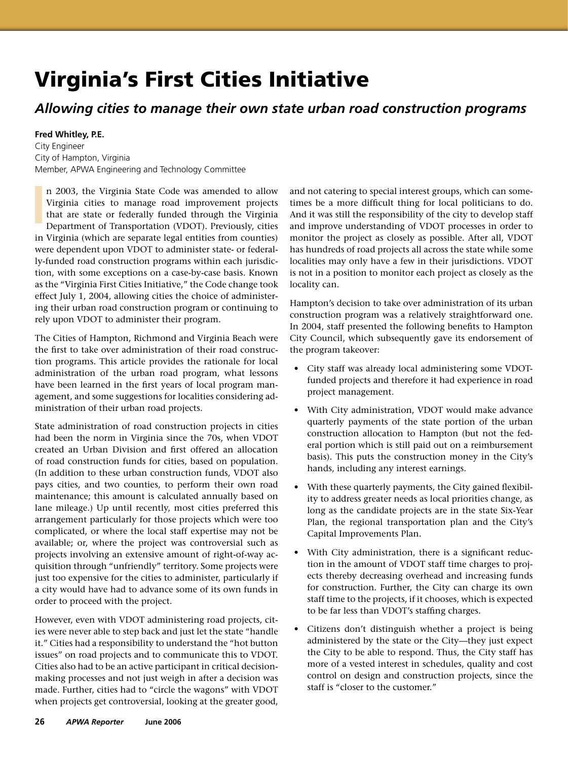# Virginia's First Cities Initiative

## *Allowing cities to manage their own state urban road construction programs*

**Fred Whitley, P.E.**
City Engineer
City of Hampton, Virginia
Member, APWA Engineering and Technology Committee

In 2003, the Virginia State Code was amended to allow Virginia cities to manage road improvement projects that are state or federally funded through the Virginia Department of Transportation (VDOT). Previously, cities in Virginia (which are separate legal entities from counties) were dependent upon VDOT to administer state- or federally-funded road construction programs within each jurisdiction, with some exceptions on a case-by-case basis. Known as the "Virginia First Cities Initiative," the Code change took effect July 1, 2004, allowing cities the choice of administering their urban road construction program or continuing to rely upon VDOT to administer their program.

The Cities of Hampton, Richmond and Virginia Beach were the first to take over administration of their road construction programs. This article provides the rationale for local administration of the urban road program, what lessons have been learned in the first years of local program management, and some suggestions for localities considering administration of their urban road projects.

State administration of road construction projects in cities had been the norm in Virginia since the 70s, when VDOT created an Urban Division and first offered an allocation of road construction funds for cities, based on population. (In addition to these urban construction funds, VDOT also pays cities, and two counties, to perform their own road maintenance; this amount is calculated annually based on lane mileage.) Up until recently, most cities preferred this arrangement particularly for those projects which were too complicated, or where the local staff expertise may not be available; or, where the project was controversial such as projects involving an extensive amount of right-of-way acquisition through "unfriendly" territory. Some projects were just too expensive for the cities to administer, particularly if a city would have had to advance some of its own funds in order to proceed with the project.

However, even with VDOT administering road projects, cities were never able to step back and just let the state "handle it." Cities had a responsibility to understand the "hot button issues" on road projects and to communicate this to VDOT. Cities also had to be an active participant in critical decision-making processes and not just weigh in after a decision was made. Further, cities had to "circle the wagons" with VDOT when projects get controversial, looking at the greater good, and not catering to special interest groups, which can sometimes be a more difficult thing for local politicians to do. And it was still the responsibility of the city to develop staff and improve understanding of VDOT processes in order to monitor the project as closely as possible. After all, VDOT has hundreds of road projects all across the state while some localities may only have a few in their jurisdictions. VDOT is not in a position to monitor each project as closely as the locality can.

Hampton's decision to take over administration of its urban construction program was a relatively straightforward one. In 2004, staff presented the following benefits to Hampton City Council, which subsequently gave its endorsement of the program takeover:

- City staff was already local administering some VDOT-funded projects and therefore it had experience in road project management.
- With City administration, VDOT would make advance quarterly payments of the state portion of the urban construction allocation to Hampton (but not the federal portion which is still paid out on a reimbursement basis). This puts the construction money in the City's hands, including any interest earnings.
- With these quarterly payments, the City gained flexibility to address greater needs as local priorities change, as long as the candidate projects are in the state Six-Year Plan, the regional transportation plan and the City's Capital Improvements Plan.
- With City administration, there is a significant reduction in the amount of VDOT staff time charges to projects thereby decreasing overhead and increasing funds for construction. Further, the City can charge its own staff time to the projects, if it chooses, which is expected to be far less than VDOT's staffing charges.
- Citizens don't distinguish whether a project is being administered by the state or the City—they just expect the City to be able to respond. Thus, the City staff has more of a vested interest in schedules, quality and cost control on design and construction projects, since the staff is "closer to the customer."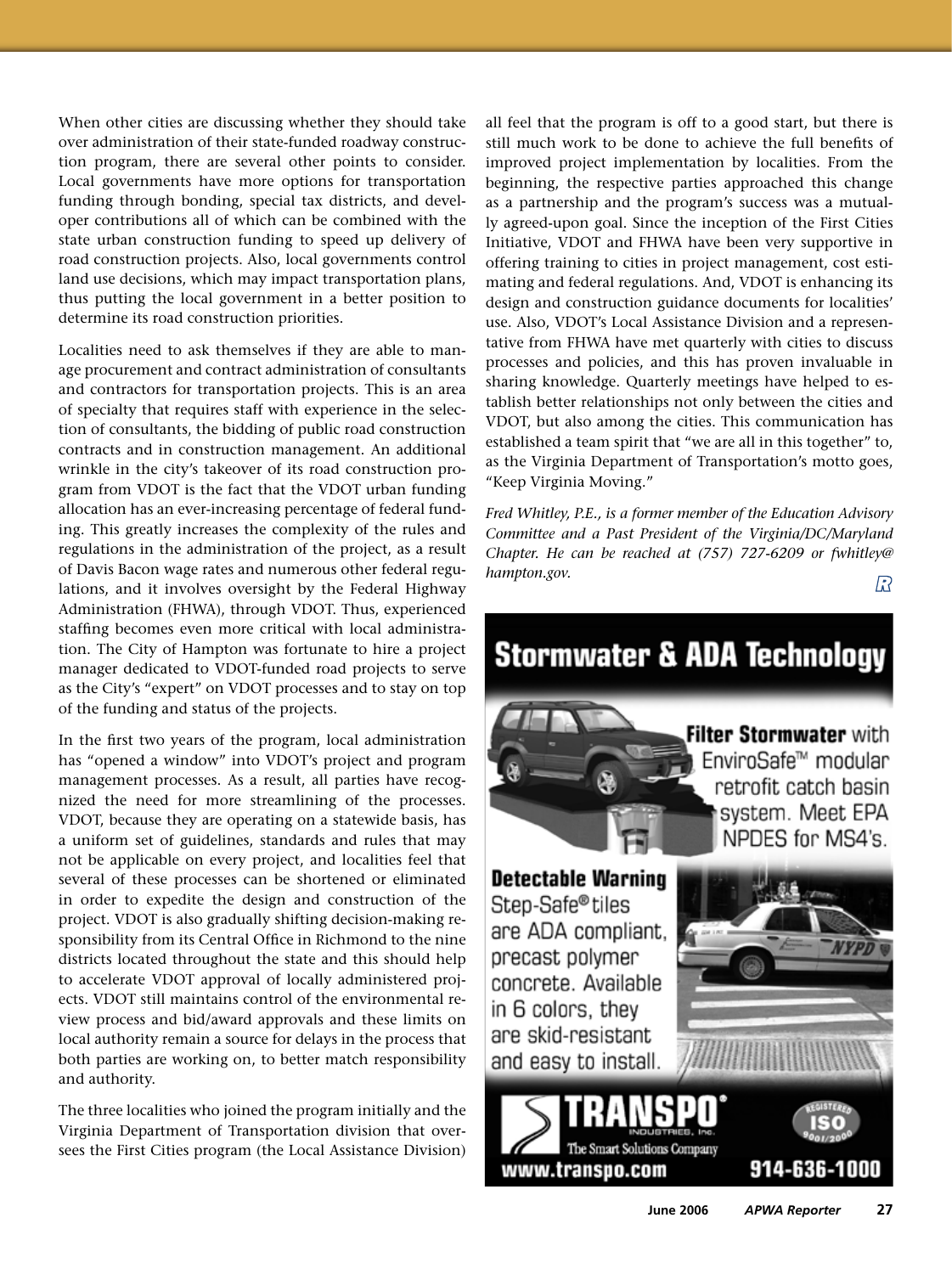When other cities are discussing whether they should take over administration of their state-funded roadway construction program, there are several other points to consider. Local governments have more options for transportation funding through bonding, special tax districts, and developer contributions all of which can be combined with the state urban construction funding to speed up delivery of road construction projects. Also, local governments control land use decisions, which may impact transportation plans, thus putting the local government in a better position to determine its road construction priorities.

Localities need to ask themselves if they are able to manage procurement and contract administration of consultants and contractors for transportation projects. This is an area of specialty that requires staff with experience in the selection of consultants, the bidding of public road construction contracts and in construction management. An additional wrinkle in the city's takeover of its road construction program from VDOT is the fact that the VDOT urban funding allocation has an ever-increasing percentage of federal funding. This greatly increases the complexity of the rules and regulations in the administration of the project, as a result of Davis Bacon wage rates and numerous other federal regulations, and it involves oversight by the Federal Highway Administration (FHWA), through VDOT. Thus, experienced staffing becomes even more critical with local administration. The City of Hampton was fortunate to hire a project manager dedicated to VDOT-funded road projects to serve as the City's "expert" on VDOT processes and to stay on top of the funding and status of the projects.

In the first two years of the program, local administration has "opened a window" into VDOT's project and program management processes. As a result, all parties have recognized the need for more streamlining of the processes. VDOT, because they are operating on a statewide basis, has a uniform set of guidelines, standards and rules that may not be applicable on every project, and localities feel that several of these processes can be shortened or eliminated in order to expedite the design and construction of the project. VDOT is also gradually shifting decision-making responsibility from its Central Office in Richmond to the nine districts located throughout the state and this should help to accelerate VDOT approval of locally administered projects. VDOT still maintains control of the environmental review process and bid/award approvals and these limits on local authority remain a source for delays in the process that both parties are working on, to better match responsibility and authority.

The three localities who joined the program initially and the Virginia Department of Transportation division that oversees the First Cities program (the Local Assistance Division) all feel that the program is off to a good start, but there is still much work to be done to achieve the full benefits of improved project implementation by localities. From the beginning, the respective parties approached this change as a partnership and the program's success was a mutually agreed-upon goal. Since the inception of the First Cities Initiative, VDOT and FHWA have been very supportive in offering training to cities in project management, cost estimating and federal regulations. And, VDOT is enhancing its design and construction guidance documents for localities' use. Also, VDOT's Local Assistance Division and a representative from FHWA have met quarterly with cities to discuss processes and policies, and this has proven invaluable in sharing knowledge. Quarterly meetings have helped to establish better relationships not only between the cities and VDOT, but also among the cities. This communication has established a team spirit that "we are all in this together" to, as the Virginia Department of Transportation's motto goes, "Keep Virginia Moving."

*Fred Whitley, P.E., is a former member of the Education Advisory Committee and a Past President of the Virginia/DC/Maryland Chapter. He can be reached at (757) 727-6209 or fwhitley@hampton.gov.*

**Stormwater & ADA Technology**

**Filter Stormwater** with EnviroSafe™ modular retrofit catch basin system. Meet EPA NPDES for MS4's.

**Detectable Warning** Step-Safe® tiles are ADA compliant, precast polymer concrete. Available in 6 colors, they are skid-resistant and easy to install.

TRANSPO® INDUSTRIES, INC. The Smart Solutions Company

www.transpo.com

914-636-1000